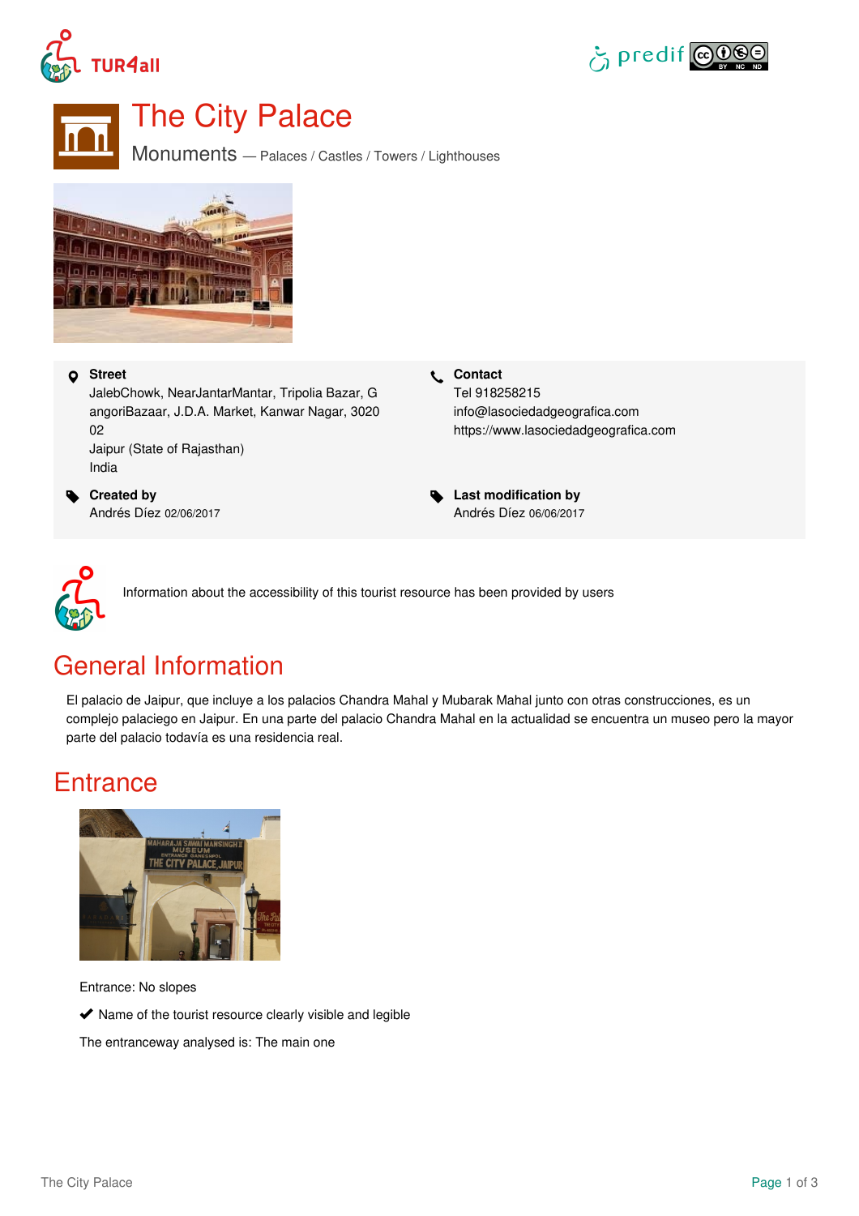# The City Palace

## Monuments — Palaces / Castles / Towers / Lighthouses

**Street**
JalebChowk, NearJantarMantar, Tripolia Bazar, GangoriBazaar, J.D.A. Market, Kanwar Nagar, 302002
Jaipur (State of Rajasthan)
India

**Contact**
Tel 918258215
info@lasociedadgeografica.com
https://www.lasociedadgeografica.com

**Created by**
Andrés Díez 02/06/2017

**Last modification by**
Andrés Díez 06/06/2017

Information about the accessibility of this tourist resource has been provided by users

## General Information

El palacio de Jaipur, que incluye a los palacios Chandra Mahal y Mubarak Mahal junto con otras construcciones, es un complejo palaciego en Jaipur. En una parte del palacio Chandra Mahal en la actualidad se encuentra un museo pero la mayor parte del palacio todavía es una residencia real.

## Entrance

Entrance: No slopes

✔ Name of the tourist resource clearly visible and legible

The entranceway analysed is: The main one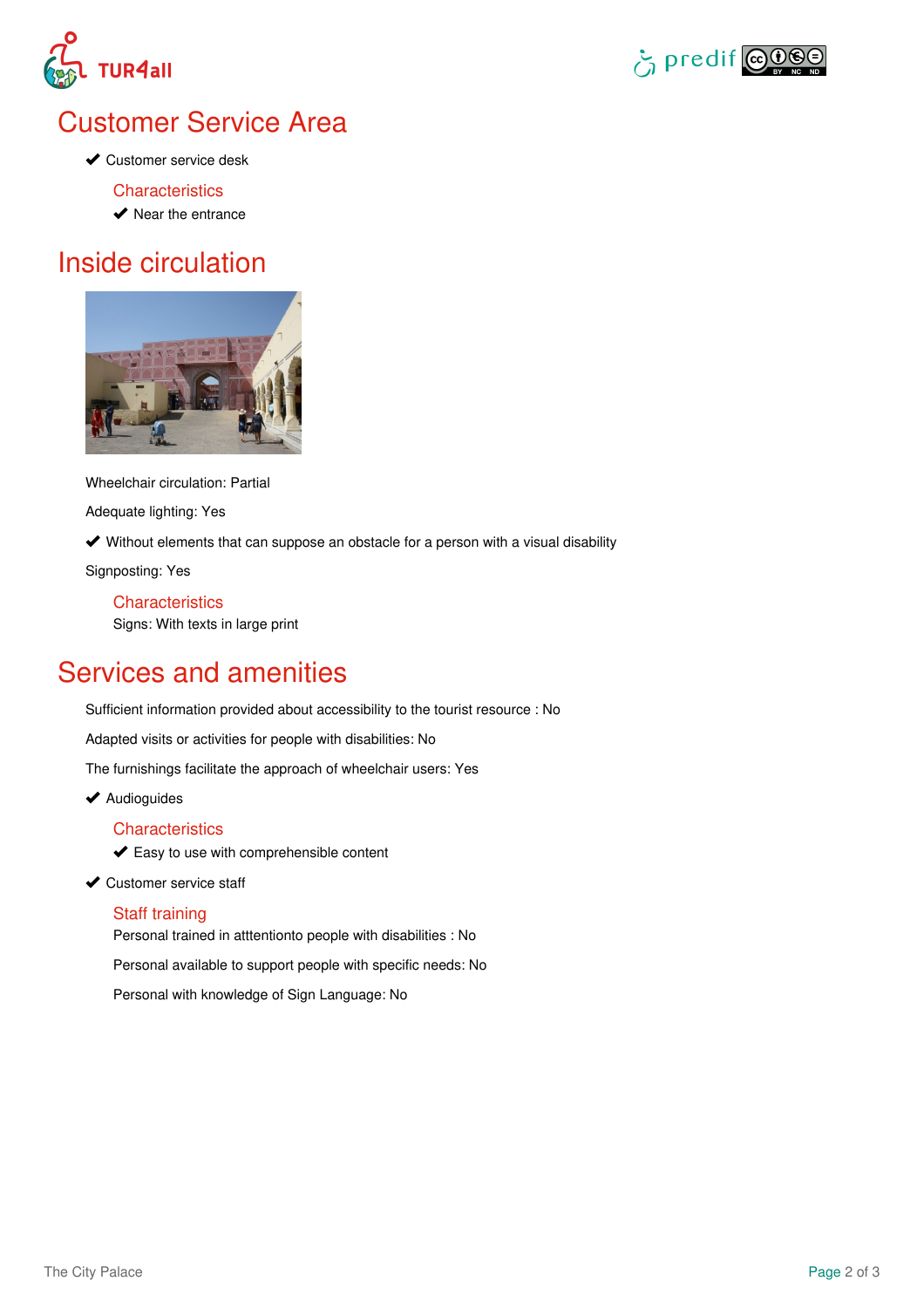# Customer Service Area

✔ Customer service desk

### Characteristics

✔ Near the entrance

# Inside circulation

Wheelchair circulation: Partial

Adequate lighting: Yes

✔ Without elements that can suppose an obstacle for a person with a visual disability

Signposting: Yes

### Characteristics

Signs: With texts in large print

# Services and amenities

Sufficient information provided about accessibility to the tourist resource : No

Adapted visits or activities for people with disabilities: No

The furnishings facilitate the approach of wheelchair users: Yes

✔ Audioguides

### Characteristics

✔ Easy to use with comprehensible content

✔ Customer service staff

### Staff training

Personal trained in atttentionto people with disabilities : No

Personal available to support people with specific needs: No

Personal with knowledge of Sign Language: No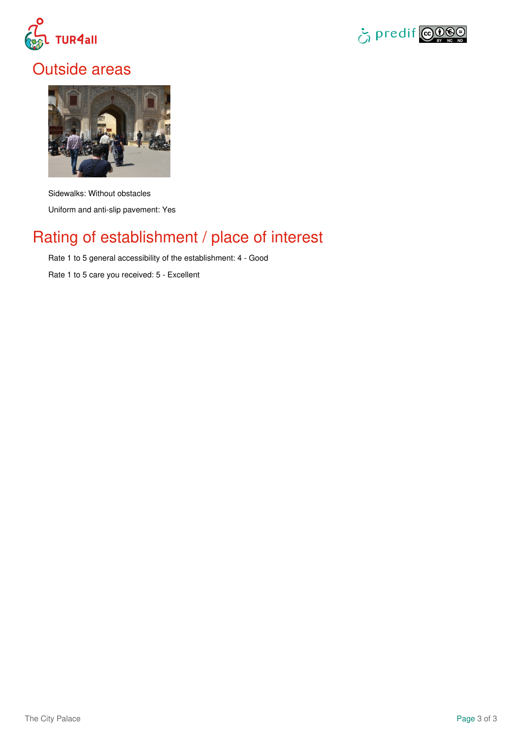## Outside areas

Sidewalks: Without obstacles

Uniform and anti-slip pavement: Yes

## Rating of establishment / place of interest

Rate 1 to 5 general accessibility of the establishment: 4 - Good

Rate 1 to 5 care you received: 5 - Excellent